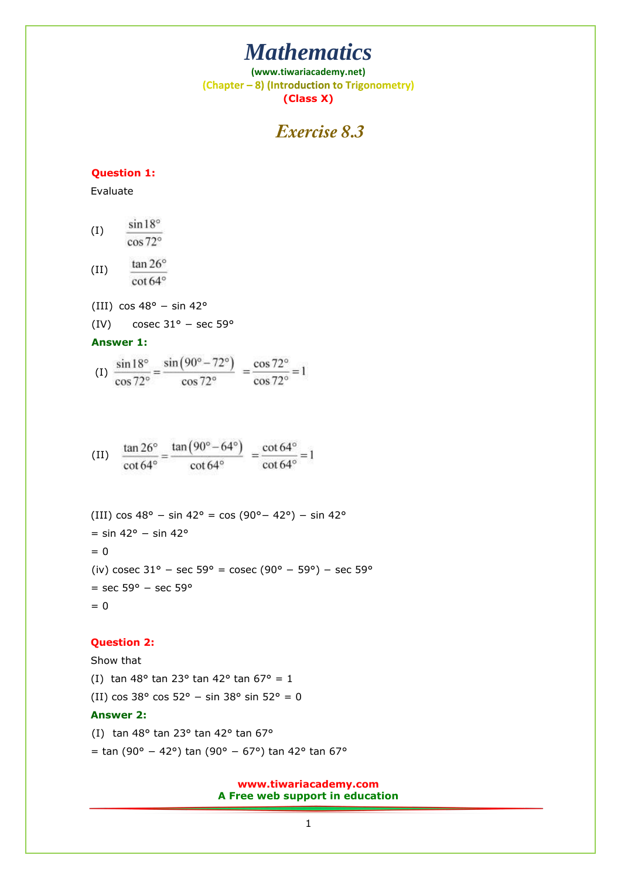# Mathematics

(www.tiwariacademy.net)

(Chapter – 8) (Introduction to Trigonometry)

(Class X)

## Exercise 8.3

**Question 1:**

Evaluate

(I) $\dfrac{\sin 18°}{\cos 72°}$

(II) $\dfrac{\tan 26°}{\cot 64°}$

(III) $\cos 48° - \sin 42°$

(IV) $\operatorname{cosec} 31° - \sec 59°$

**Answer 1:**

(I) $\dfrac{\sin 18°}{\cos 72°} = \dfrac{\sin(90° - 72°)}{\cos 72°} = \dfrac{\cos 72°}{\cos 72°} = 1$

(II) $\dfrac{\tan 26°}{\cot 64°} = \dfrac{\tan(90° - 64°)}{\cot 64°} = \dfrac{\cot 64°}{\cot 64°} = 1$

(III) $\cos 48° - \sin 42° = \cos(90° - 42°) - \sin 42°$

$= \sin 42° - \sin 42°$

$= 0$

(iv) $\operatorname{cosec} 31° - \sec 59° = \operatorname{cosec}(90° - 59°) - \sec 59°$

$= \sec 59° - \sec 59°$

$= 0$

**Question 2:**

Show that

(I) $\tan 48° \tan 23° \tan 42° \tan 67° = 1$

(II) $\cos 38° \cos 52° - \sin 38° \sin 52° = 0$

**Answer 2:**

(I) $\tan 48° \tan 23° \tan 42° \tan 67°$

$= \tan(90° - 42°) \tan(90° - 67°) \tan 42° \tan 67°$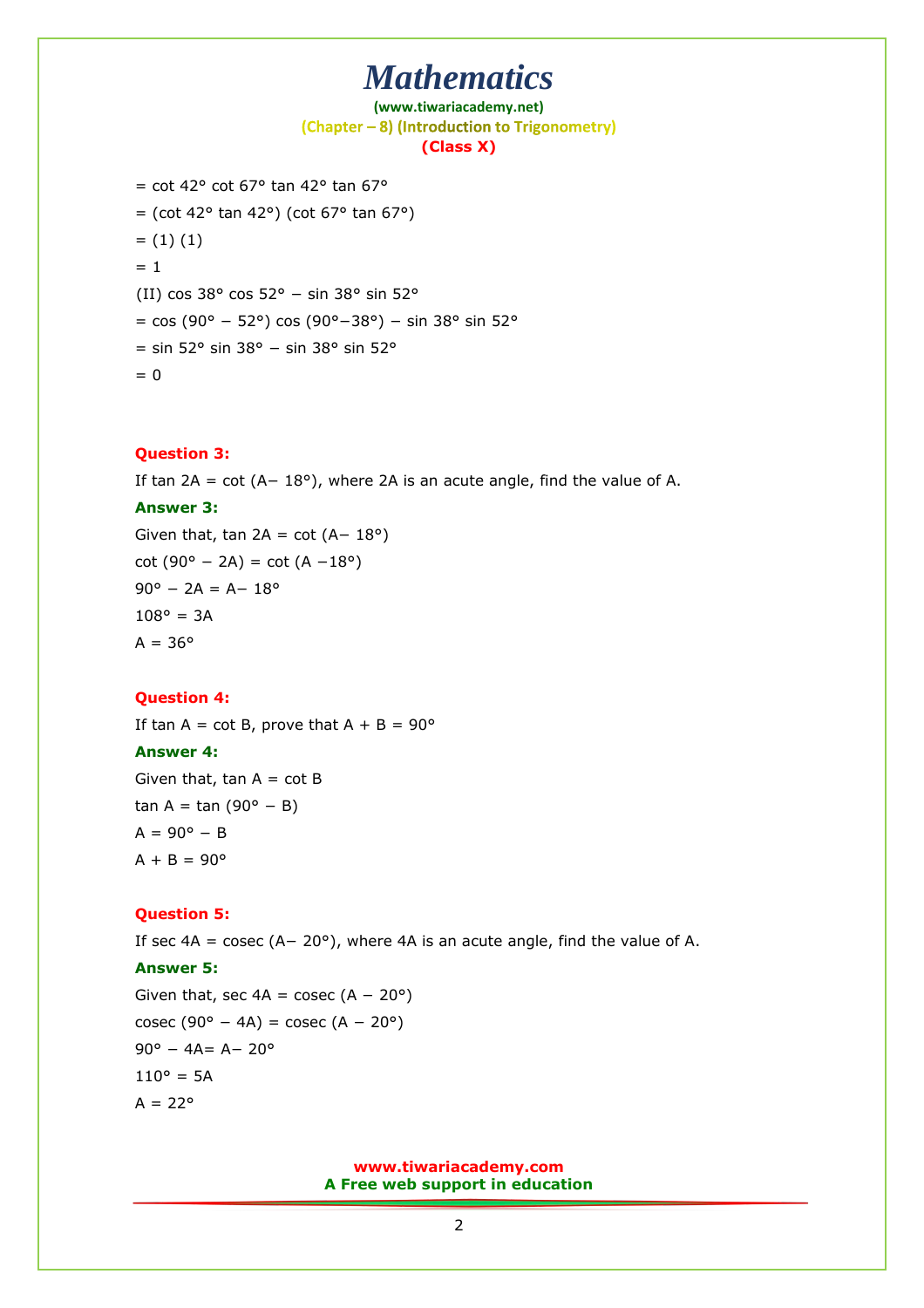$= \cot 42° \cot 67° \tan 42° \tan 67°$

$= (\cot 42° \tan 42°) (\cot 67° \tan 67°)$

$= (1) (1)$

$= 1$

(II) $\cos 38° \cos 52° - \sin 38° \sin 52°$

$= \cos (90° - 52°) \cos (90° - 38°) - \sin 38° \sin 52°$

$= \sin 52° \sin 38° - \sin 38° \sin 52°$

$= 0$

**Question 3:**

If $\tan 2A = \cot (A - 18°)$, where $2A$ is an acute angle, find the value of $A$.

**Answer 3:**

Given that, $\tan 2A = \cot (A - 18°)$

$\cot (90° - 2A) = \cot (A - 18°)$

$90° - 2A = A - 18°$

$108° = 3A$

$A = 36°$

**Question 4:**

If $\tan A = \cot B$, prove that $A + B = 90°$

**Answer 4:**

Given that, $\tan A = \cot B$

$\tan A = \tan (90° - B)$

$A = 90° - B$

$A + B = 90°$

**Question 5:**

If $\sec 4A = \operatorname{cosec} (A - 20°)$, where $4A$ is an acute angle, find the value of $A$.

**Answer 5:**

Given that, $\sec 4A = \operatorname{cosec} (A - 20°)$

$\operatorname{cosec} (90° - 4A) = \operatorname{cosec} (A - 20°)$

$90° - 4A = A - 20°$

$110° = 5A$

$A = 22°$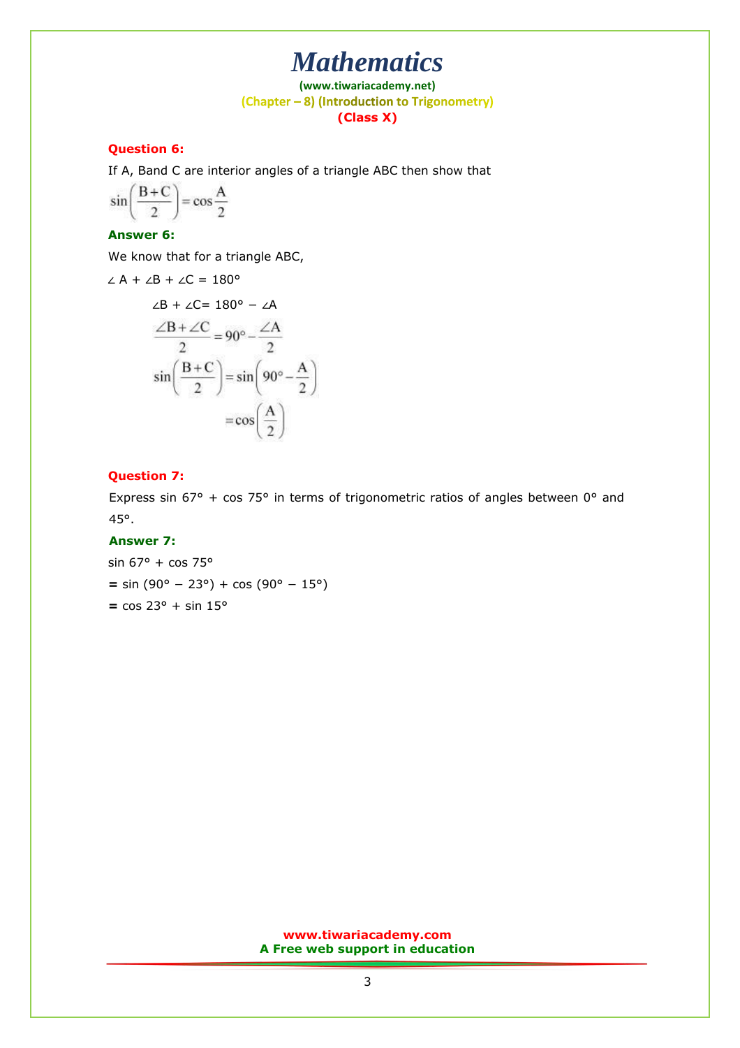**Question 6:**

If A, Band C are interior angles of a triangle ABC then show that

$$\sin\left(\frac{B+C}{2}\right) = \cos\frac{A}{2}$$

**Answer 6:**

We know that for a triangle ABC,

$\angle A + \angle B + \angle C = 180°$

$$\angle B + \angle C = 180° - \angle A$$

$$\frac{\angle B + \angle C}{2} = 90° - \frac{\angle A}{2}$$

$$\sin\left(\frac{B+C}{2}\right) = \sin\left(90° - \frac{A}{2}\right)$$

$$= \cos\left(\frac{A}{2}\right)$$

**Question 7:**

Express sin 67° + cos 75° in terms of trigonometric ratios of angles between 0° and 45°.

**Answer 7:**

$\sin 67° + \cos 75°$

$= \sin(90° - 23°) + \cos(90° - 15°)$

$= \cos 23° + \sin 15°$